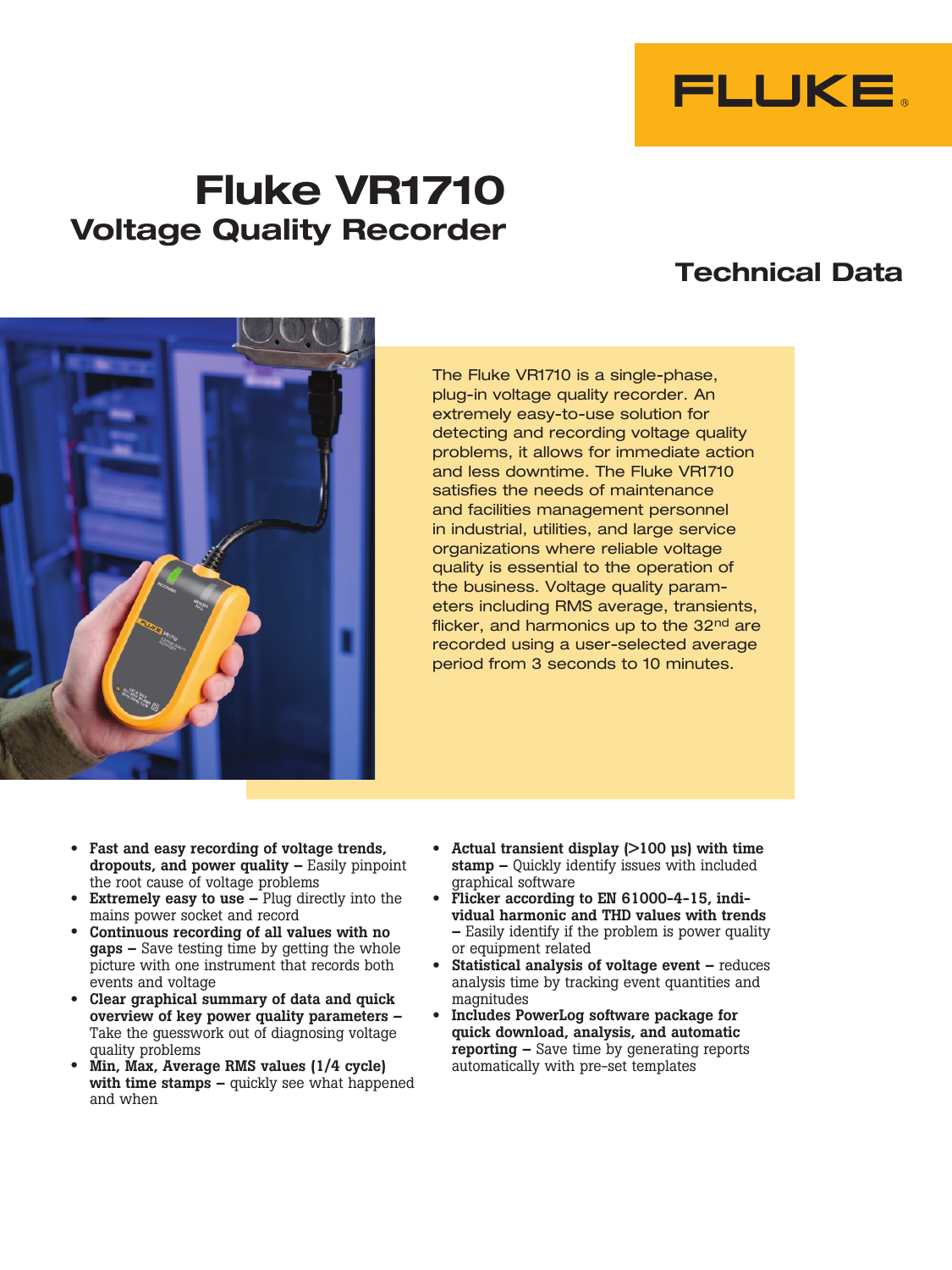FLUKE

# Fluke VR1710

## Voltage Quality Recorder

## Technical Data

The Fluke VR1710 is a single-phase, plug-in voltage quality recorder. An extremely easy-to-use solution for detecting and recording voltage quality problems, it allows for immediate action and less downtime. The Fluke VR1710 satisfies the needs of maintenance and facilities management personnel in industrial, utilities, and large service organizations where reliable voltage quality is essential to the operation of the business. Voltage quality parameters including RMS average, transients, flicker, and harmonics up to the 32nd are recorded using a user-selected average period from 3 seconds to 10 minutes.

- **Fast and easy recording of voltage trends, dropouts, and power quality –** Easily pinpoint the root cause of voltage problems
- **Extremely easy to use –** Plug directly into the mains power socket and record
- **Continuous recording of all values with no gaps –** Save testing time by getting the whole picture with one instrument that records both events and voltage
- **Clear graphical summary of data and quick overview of key power quality parameters –** Take the guesswork out of diagnosing voltage quality problems
- **Min, Max, Average RMS values (1/4 cycle) with time stamps –** quickly see what happened and when
- **Actual transient display (>100 µs) with time stamp –** Quickly identify issues with included graphical software
- **Flicker according to EN 61000-4-15, individual harmonic and THD values with trends –** Easily identify if the problem is power quality or equipment related
- **Statistical analysis of voltage event –** reduces analysis time by tracking event quantities and magnitudes
- **Includes PowerLog software package for quick download, analysis, and automatic reporting –** Save time by generating reports automatically with pre-set templates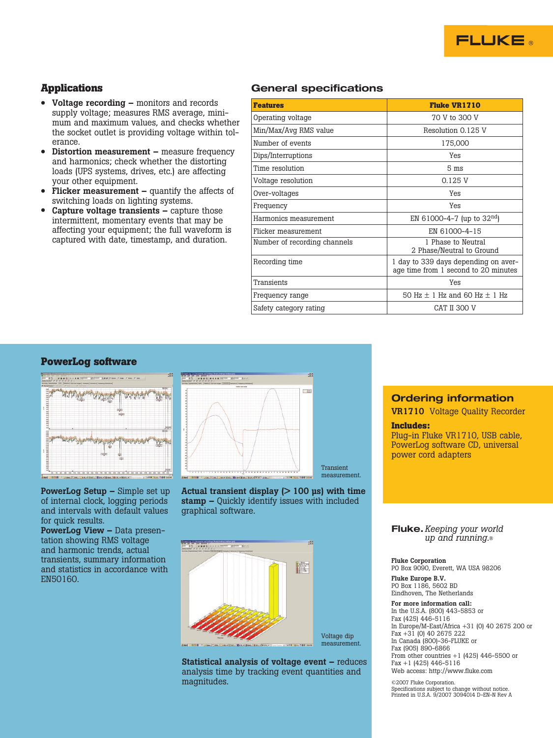## Applications

- **Voltage recording –** monitors and records supply voltage; measures RMS average, minimum and maximum values, and checks whether the socket outlet is providing voltage within tolerance.
- **Distortion measurement –** measure frequency and harmonics; check whether the distorting loads (UPS systems, drives, etc.) are affecting your other equipment.
- **Flicker measurement –** quantify the affects of switching loads on lighting systems.
- **Capture voltage transients –** capture those intermittent, momentary events that may be affecting your equipment; the full waveform is captured with date, timestamp, and duration.

## General specifications

| Features | Fluke VR1710 |
|---|---|
| Operating voltage | 70 V to 300 V |
| Min/Max/Avg RMS value | Resolution 0.125 V |
| Number of events | 175,000 |
| Dips/Interruptions | Yes |
| Time resolution | 5 ms |
| Voltage resolution | 0.125 V |
| Over-voltages | Yes |
| Frequency | Yes |
| Harmonics measurement | EN 61000-4-7 (up to 32nd) |
| Flicker measurement | EN 61000-4-15 |
| Number of recording channels | 1 Phase to Neutral<br>2 Phase/Neutral to Ground |
| Recording time | 1 day to 339 days depending on average time from 1 second to 20 minutes |
| Transients | Yes |
| Frequency range | 50 Hz ± 1 Hz and 60 Hz ± 1 Hz |
| Safety category rating | CAT II 300 V |

## PowerLog software

**PowerLog Setup –** Simple set up of internal clock, logging periods and intervals with default values for quick results.

**PowerLog View –** Data presentation showing RMS voltage and harmonic trends, actual transients, summary information and statistics in accordance with EN50160.

Transient measurement.

**Actual transient display (> 100 µs) with time stamp –** Quickly identify issues with included graphical software.

Voltage dip measurement.

**Statistical analysis of voltage event –** reduces analysis time by tracking event quantities and magnitudes.

## Ordering information

**VR1710** Voltage Quality Recorder

**Includes:**
Plug-in Fluke VR1710, USB cable, PowerLog software CD, universal power cord adapters

**Fluke.** *Keeping your world up and running.®*

**Fluke Corporation**
PO Box 9090, Everett, WA USA 98206

**Fluke Europe B.V.**
PO Box 1186, 5602 BD
Eindhoven, The Netherlands

**For more information call:**
In the U.S.A. (800) 443-5853 or
Fax (425) 446-5116
In Europe/M-East/Africa +31 (0) 40 2675 200 or
Fax +31 (0) 40 2675 222
In Canada (800)-36-FLUKE or
Fax (905) 890-6866
From other countries +1 (425) 446-5500 or
Fax +1 (425) 446-5116
Web access: http://www.fluke.com

©2007 Fluke Corporation.
Specifications subject to change without notice.
Printed in U.S.A. 9/2007 3094014 D-EN-N Rev A